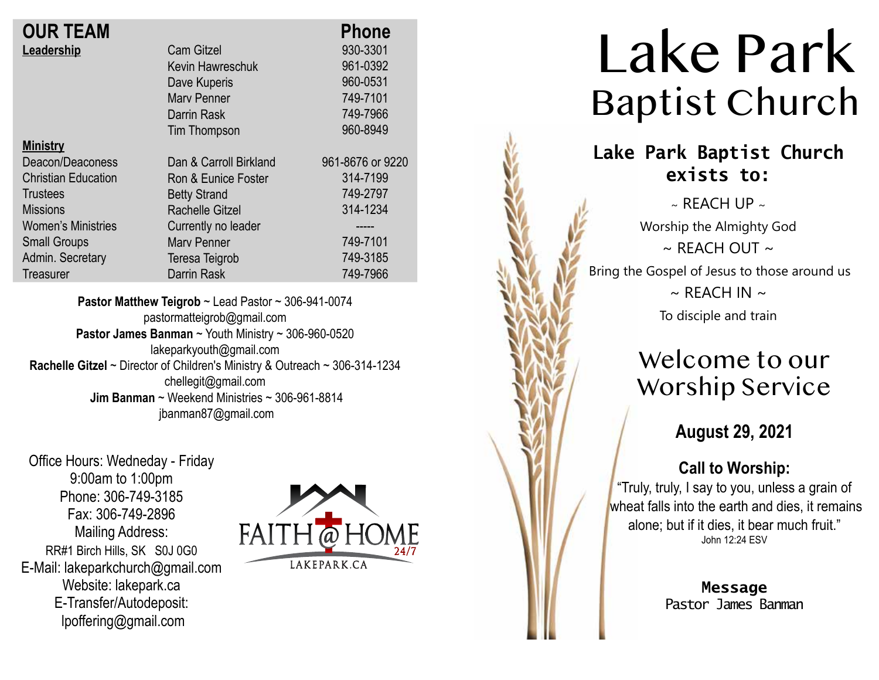## OUR TEAM

| | | Phone |
|---|---|---|
| **Leadership** | Cam Gitzel | 930-3301 |
| | Kevin Hawreschuk | 961-0392 |
| | Dave Kuperis | 960-0531 |
| | Marv Penner | 749-7101 |
| | Darrin Rask | 749-7966 |
| | Tim Thompson | 960-8949 |
| **Ministry** | | |
| Deacon/Deaconess | Dan & Carroll Birkland | 961-8676 or 9220 |
| Christian Education | Ron & Eunice Foster | 314-7199 |
| Trustees | Betty Strand | 749-2797 |
| Missions | Rachelle Gitzel | 314-1234 |
| Women's Ministries | Currently no leader | ----- |
| Small Groups | Marv Penner | 749-7101 |
| Admin. Secretary | Teresa Teigrob | 749-3185 |
| Treasurer | Darrin Rask | 749-7966 |

**Pastor Matthew Teigrob** ~ Lead Pastor ~ 306-941-0074
pastormatteigrob@gmail.com
**Pastor James Banman** ~ Youth Ministry ~ 306-960-0520
lakeparkyouth@gmail.com
**Rachelle Gitzel** ~ Director of Children's Ministry & Outreach ~ 306-314-1234
chellegit@gmail.com
**Jim Banman** ~ Weekend Ministries ~ 306-961-8814
jbanman87@gmail.com

Office Hours: Wedneday - Friday
9:00am to 1:00pm
Phone: 306-749-3185
Fax: 306-749-2896
Mailing Address:
RR#1 Birch Hills, SK S0J 0G0
E-Mail: lakeparkchurch@gmail.com
Website: lakepark.ca
E-Transfer/Autodeposit:
lpoffering@gmail.com

FAITH@HOME 24/7
LAKEPARK.CA

# Lake Park Baptist Church

**Lake Park Baptist Church exists to:**

~ REACH UP ~
Worship the Almighty God
~ REACH OUT ~
Bring the Gospel of Jesus to those around us
~ REACH IN ~
To disciple and train

## Welcome to our Worship Service

**August 29, 2021**

**Call to Worship:**
"Truly, truly, I say to you, unless a grain of wheat falls into the earth and dies, it remains alone; but if it dies, it bear much fruit."
John 12:24 ESV

**Message**
Pastor James Banman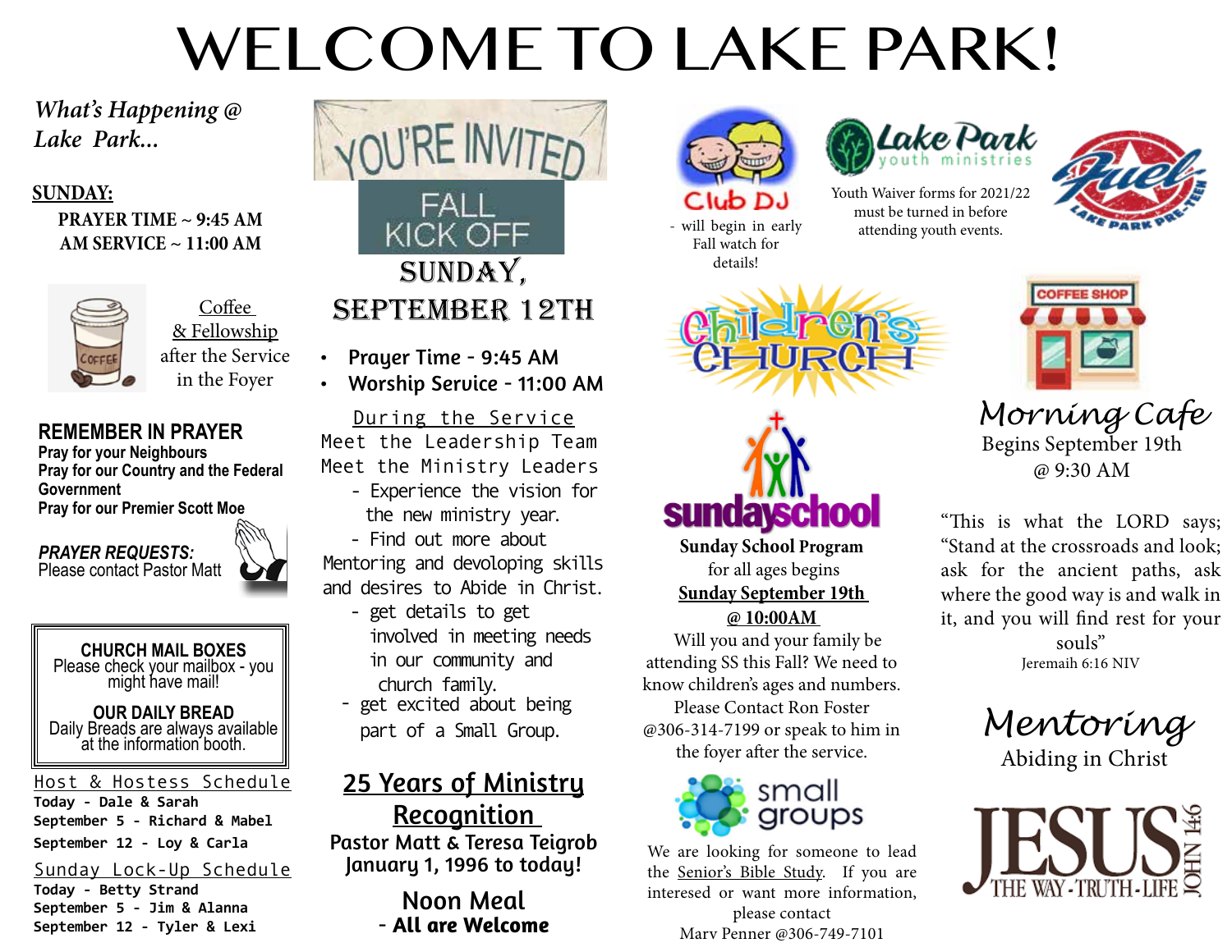# WELCOME TO LAKE PARK!

*What's Happening @ Lake Park...*

**SUNDAY:**

**PRAYER TIME ~ 9:45 AM**
**AM SERVICE ~ 11:00 AM**

Coffee & Fellowship after the Service in the Foyer

**REMEMBER IN PRAYER**
**Pray for your Neighbours**
**Pray for our Country and the Federal Government**
**Pray for our Premier Scott Moe**

***PRAYER REQUESTS:***
Please contact Pastor Matt

**CHURCH MAIL BOXES**
Please check your mailbox - you might have mail!

**OUR DAILY BREAD**
Daily Breads are always available at the information booth.

Host & Hostess Schedule
**Today - Dale & Sarah**
**September 5 - Richard & Mabel**
**September 12 - Loy & Carla**

Sunday Lock-Up Schedule
**Today - Betty Strand**
**September 5 - Jim & Alanna**
**September 12 - Tyler & Lexi**

YOU'RE INVITED

FALL KICK OFF

## SUNDAY, SEPTEMBER 12TH

- **Prayer Time - 9:45 AM**
- **Worship Service - 11:00 AM**

During the Service
Meet the Leadership Team
Meet the Ministry Leaders
- Experience the vision for the new ministry year.
- Find out more about Mentoring and devoloping skills and desires to Abide in Christ.
- get details to get involved in meeting needs in our community and church family.
- get excited about being part of a Small Group.

**25 Years of Ministry Recognition**
**Pastor Matt & Teresa Teigrob**
**January 1, 1996 to today!**

**Noon Meal**
**- All are Welcome**

Club DJ
- will begin in early Fall watch for details!

Lake Park youth ministries
Youth Waiver forms for 2021/22 must be turned in before attending youth events.

Fuel LAKE PARK PRE-TEEN

Children's CHURCH

sundayschool
**Sunday School Program** for all ages begins **Sunday September 19th @ 10:00AM**
Will you and your family be attending SS this Fall? We need to know children's ages and numbers. Please Contact Ron Foster @306-314-7199 or speak to him in the foyer after the service.

small groups
We are looking for someone to lead the Senior's Bible Study. If you are interested or want more information, please contact Marv Penner @306-749-7101

COFFEE SHOP

*Morning Cafe*
Begins September 19th @ 9:30 AM

"This is what the LORD says; "Stand at the crossroads and look; ask for the ancient paths, ask where the good way is and walk in it, and you will find rest for your souls"
Jeremiah 6:16 NIV

*Mentoring*
Abiding in Christ

JESUS THE WAY - TRUTH - LIFE JOHN 14:6